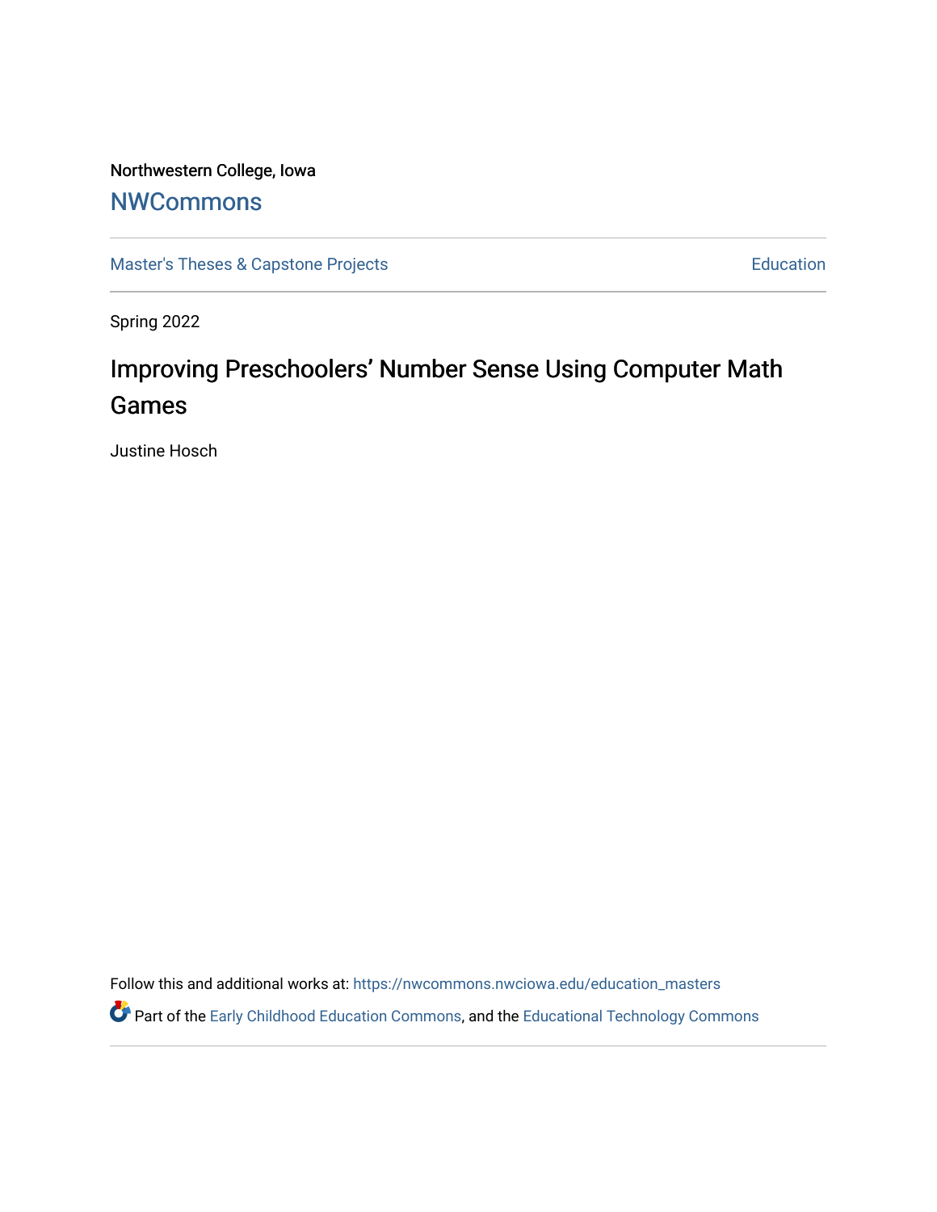Northwestern College, Iowa

## NWCommons

Master's Theses & Capstone Projects

Education

Spring 2022

# Improving Preschoolers' Number Sense Using Computer Math Games

Justine Hosch

Follow this and additional works at: https://nwcommons.nwciowa.edu/education_masters

Part of the Early Childhood Education Commons, and the Educational Technology Commons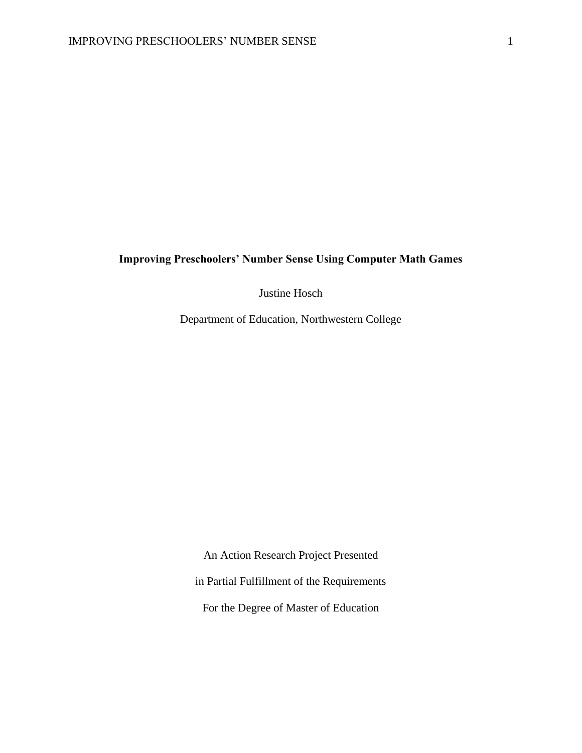**Improving Preschoolers' Number Sense Using Computer Math Games**

Justine Hosch

Department of Education, Northwestern College

An Action Research Project Presented

in Partial Fulfillment of the Requirements

For the Degree of Master of Education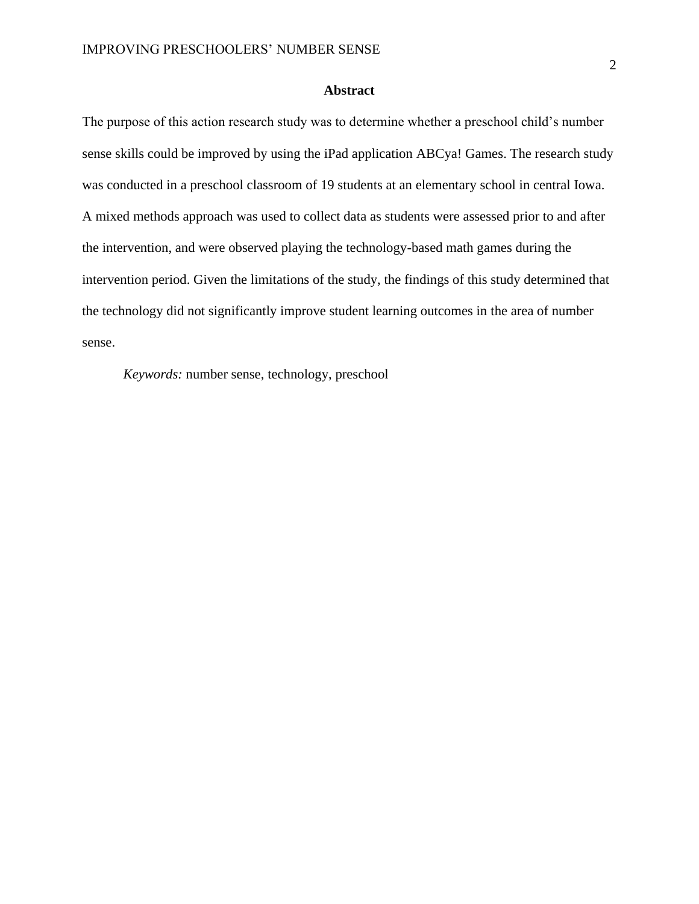# Abstract

The purpose of this action research study was to determine whether a preschool child's number sense skills could be improved by using the iPad application ABCya! Games. The research study was conducted in a preschool classroom of 19 students at an elementary school in central Iowa. A mixed methods approach was used to collect data as students were assessed prior to and after the intervention, and were observed playing the technology-based math games during the intervention period. Given the limitations of the study, the findings of this study determined that the technology did not significantly improve student learning outcomes in the area of number sense.

*Keywords:* number sense, technology, preschool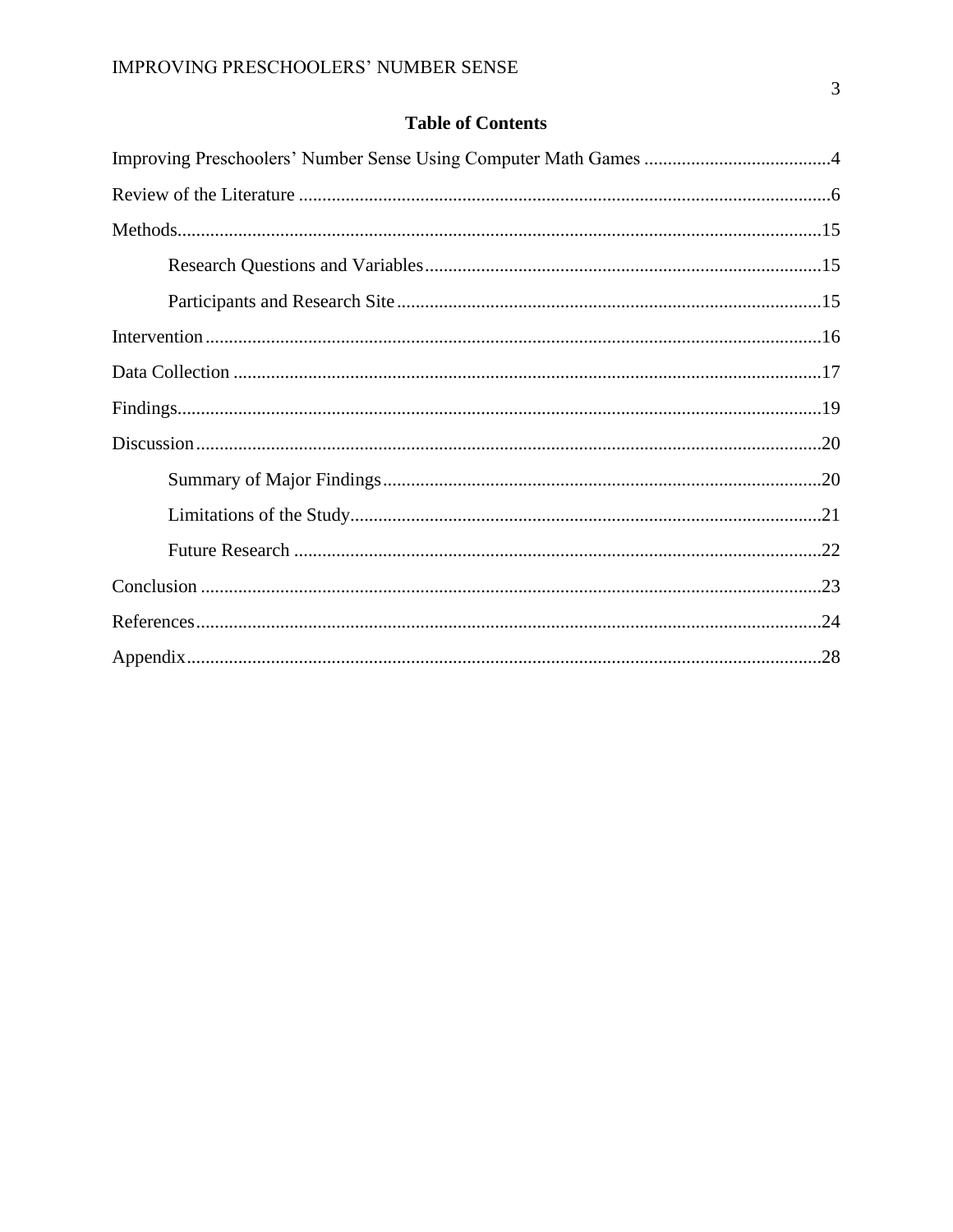# Table of Contents

Improving Preschoolers' Number Sense Using Computer Math Games ........................................4

Review of the Literature ..................................................................................................................6

Methods...........................................................................................................................................15

    Research Questions and Variables ....................................................................................15

    Participants and Research Site ..........................................................................................15

Intervention ....................................................................................................................................16

Data Collection ..............................................................................................................................17

Findings...........................................................................................................................................19

Discussion .......................................................................................................................................20

    Summary of Major Findings .............................................................................................20

    Limitations of the Study.....................................................................................................21

    Future Research .................................................................................................................22

Conclusion .....................................................................................................................................23

References.......................................................................................................................................24

Appendix.........................................................................................................................................28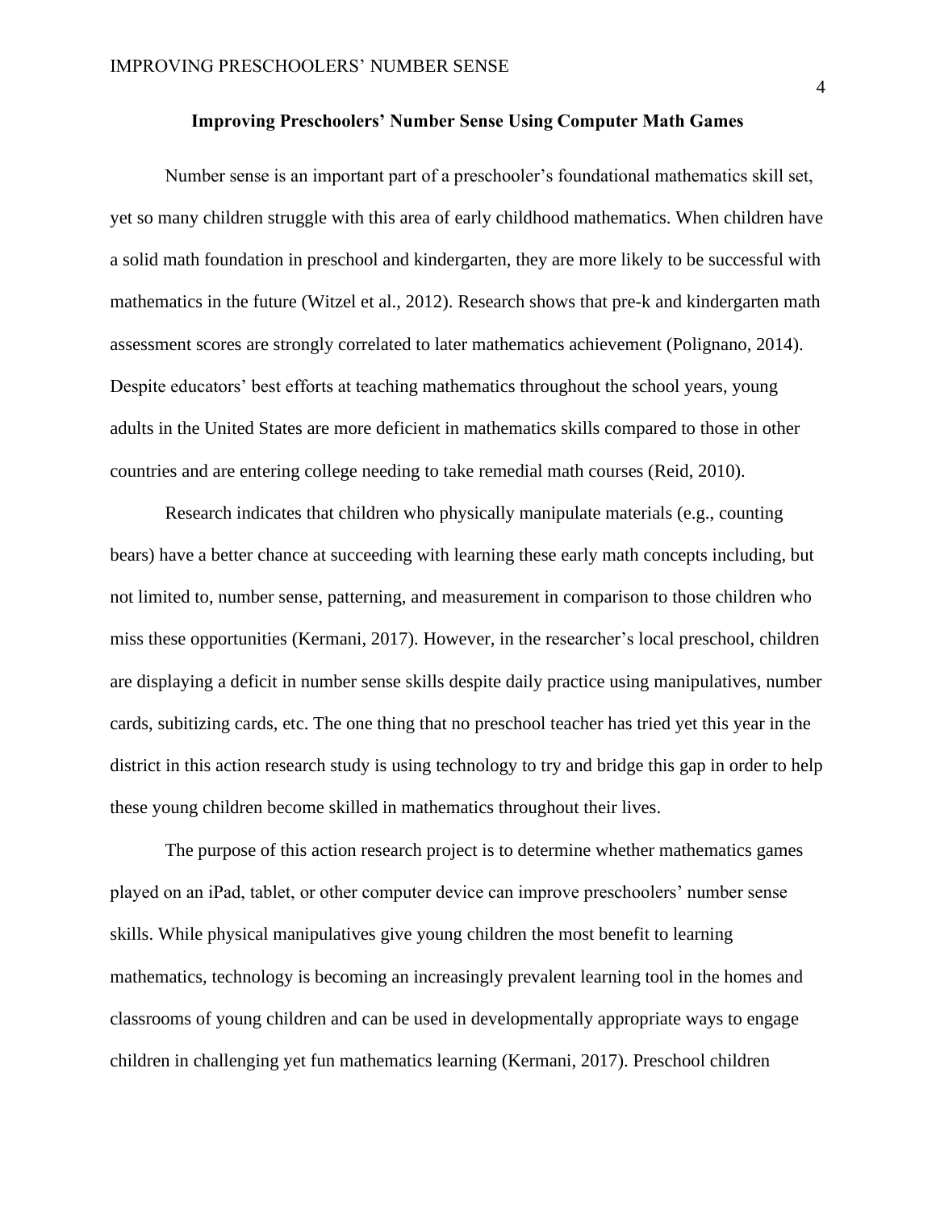## Improving Preschoolers' Number Sense Using Computer Math Games

Number sense is an important part of a preschooler's foundational mathematics skill set, yet so many children struggle with this area of early childhood mathematics. When children have a solid math foundation in preschool and kindergarten, they are more likely to be successful with mathematics in the future (Witzel et al., 2012). Research shows that pre-k and kindergarten math assessment scores are strongly correlated to later mathematics achievement (Polignano, 2014). Despite educators' best efforts at teaching mathematics throughout the school years, young adults in the United States are more deficient in mathematics skills compared to those in other countries and are entering college needing to take remedial math courses (Reid, 2010).

Research indicates that children who physically manipulate materials (e.g., counting bears) have a better chance at succeeding with learning these early math concepts including, but not limited to, number sense, patterning, and measurement in comparison to those children who miss these opportunities (Kermani, 2017). However, in the researcher's local preschool, children are displaying a deficit in number sense skills despite daily practice using manipulatives, number cards, subitizing cards, etc. The one thing that no preschool teacher has tried yet this year in the district in this action research study is using technology to try and bridge this gap in order to help these young children become skilled in mathematics throughout their lives.

The purpose of this action research project is to determine whether mathematics games played on an iPad, tablet, or other computer device can improve preschoolers' number sense skills. While physical manipulatives give young children the most benefit to learning mathematics, technology is becoming an increasingly prevalent learning tool in the homes and classrooms of young children and can be used in developmentally appropriate ways to engage children in challenging yet fun mathematics learning (Kermani, 2017). Preschool children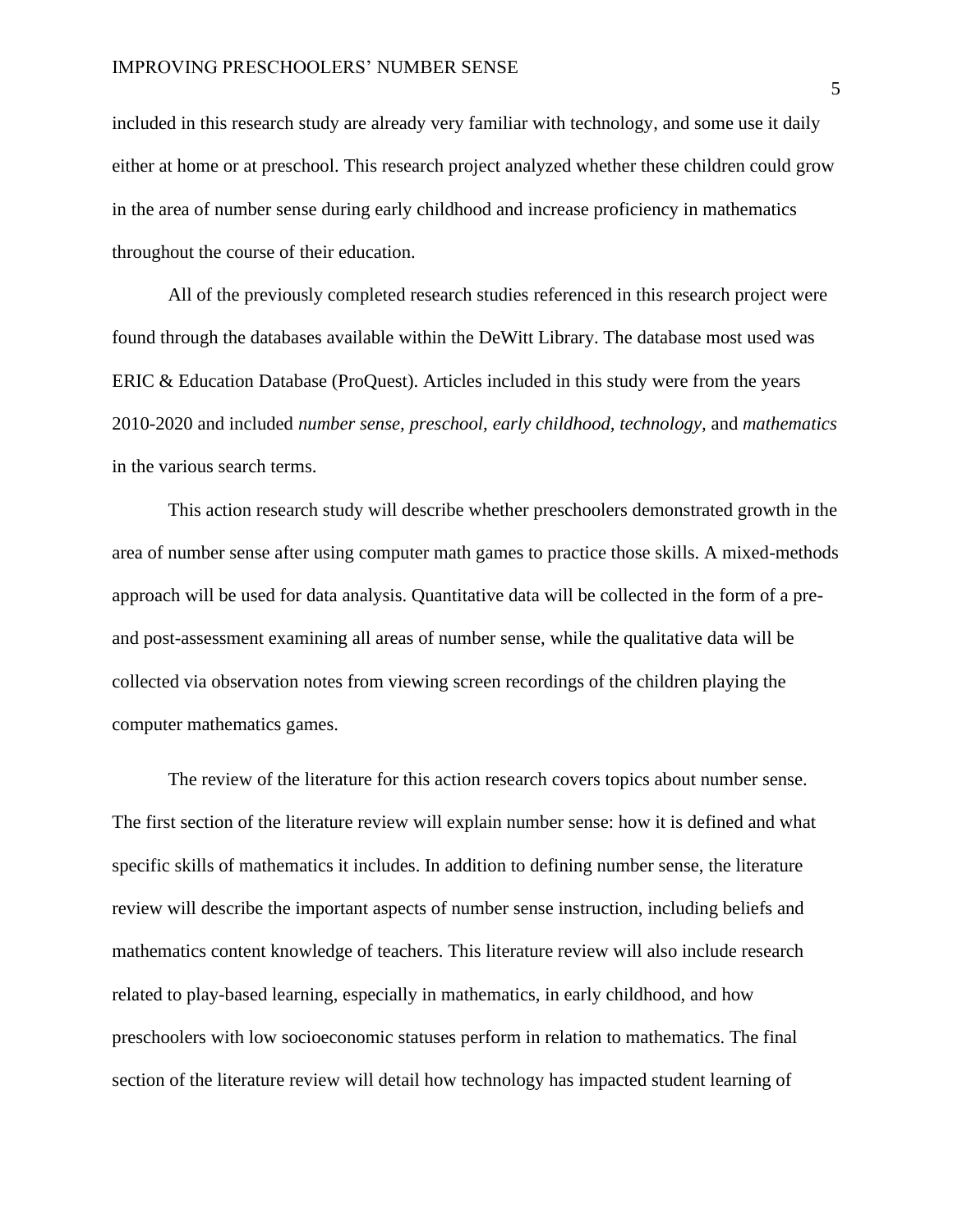included in this research study are already very familiar with technology, and some use it daily either at home or at preschool. This research project analyzed whether these children could grow in the area of number sense during early childhood and increase proficiency in mathematics throughout the course of their education.

All of the previously completed research studies referenced in this research project were found through the databases available within the DeWitt Library. The database most used was ERIC & Education Database (ProQuest). Articles included in this study were from the years 2010-2020 and included *number sense, preschool, early childhood, technology,* and *mathematics* in the various search terms.

This action research study will describe whether preschoolers demonstrated growth in the area of number sense after using computer math games to practice those skills. A mixed-methods approach will be used for data analysis. Quantitative data will be collected in the form of a pre- and post-assessment examining all areas of number sense, while the qualitative data will be collected via observation notes from viewing screen recordings of the children playing the computer mathematics games.

The review of the literature for this action research covers topics about number sense. The first section of the literature review will explain number sense: how it is defined and what specific skills of mathematics it includes. In addition to defining number sense, the literature review will describe the important aspects of number sense instruction, including beliefs and mathematics content knowledge of teachers. This literature review will also include research related to play-based learning, especially in mathematics, in early childhood, and how preschoolers with low socioeconomic statuses perform in relation to mathematics. The final section of the literature review will detail how technology has impacted student learning of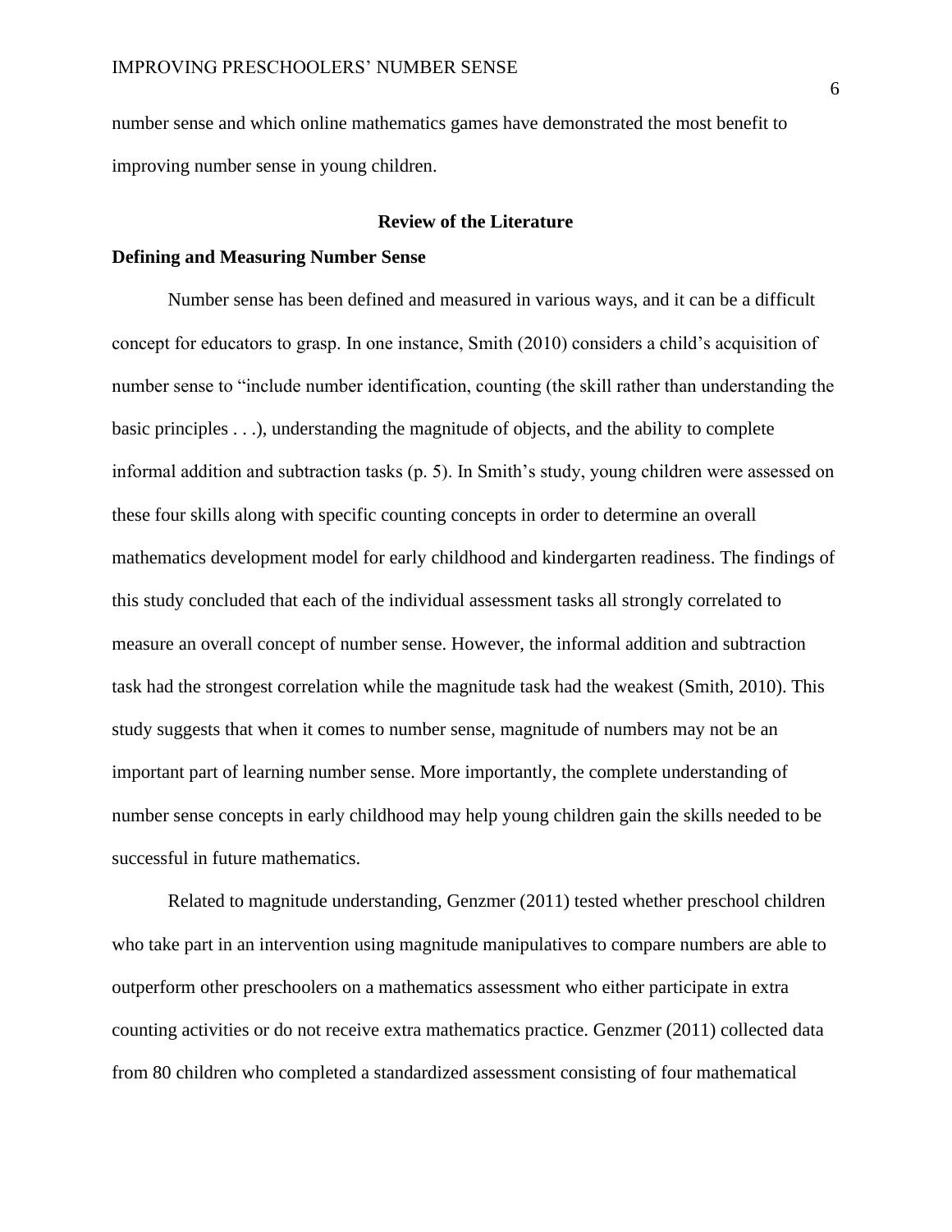number sense and which online mathematics games have demonstrated the most benefit to improving number sense in young children.

## Review of the Literature

### Defining and Measuring Number Sense

Number sense has been defined and measured in various ways, and it can be a difficult concept for educators to grasp. In one instance, Smith (2010) considers a child's acquisition of number sense to "include number identification, counting (the skill rather than understanding the basic principles . . .), understanding the magnitude of objects, and the ability to complete informal addition and subtraction tasks (p. 5). In Smith's study, young children were assessed on these four skills along with specific counting concepts in order to determine an overall mathematics development model for early childhood and kindergarten readiness. The findings of this study concluded that each of the individual assessment tasks all strongly correlated to measure an overall concept of number sense. However, the informal addition and subtraction task had the strongest correlation while the magnitude task had the weakest (Smith, 2010). This study suggests that when it comes to number sense, magnitude of numbers may not be an important part of learning number sense. More importantly, the complete understanding of number sense concepts in early childhood may help young children gain the skills needed to be successful in future mathematics.

Related to magnitude understanding, Genzmer (2011) tested whether preschool children who take part in an intervention using magnitude manipulatives to compare numbers are able to outperform other preschoolers on a mathematics assessment who either participate in extra counting activities or do not receive extra mathematics practice. Genzmer (2011) collected data from 80 children who completed a standardized assessment consisting of four mathematical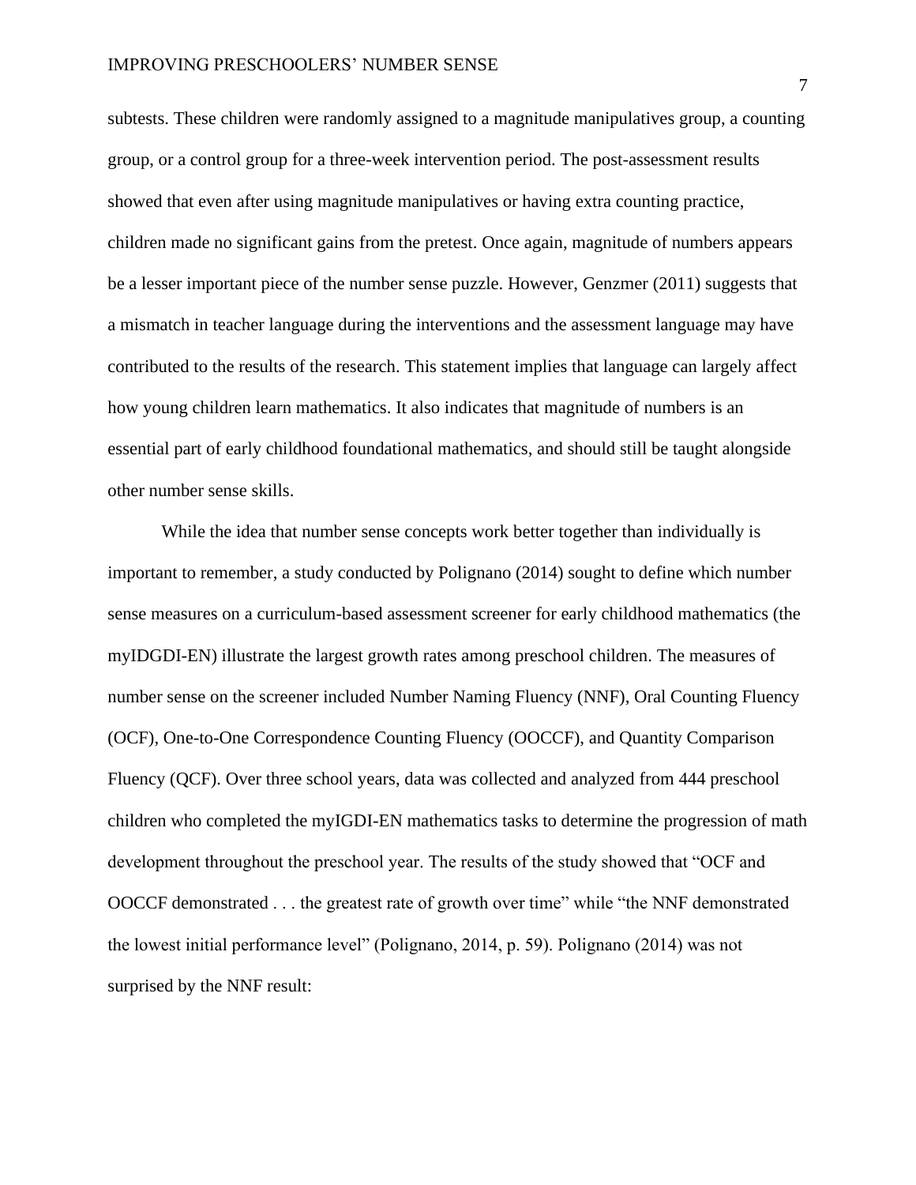subtests. These children were randomly assigned to a magnitude manipulatives group, a counting group, or a control group for a three-week intervention period. The post-assessment results showed that even after using magnitude manipulatives or having extra counting practice, children made no significant gains from the pretest. Once again, magnitude of numbers appears be a lesser important piece of the number sense puzzle. However, Genzmer (2011) suggests that a mismatch in teacher language during the interventions and the assessment language may have contributed to the results of the research. This statement implies that language can largely affect how young children learn mathematics. It also indicates that magnitude of numbers is an essential part of early childhood foundational mathematics, and should still be taught alongside other number sense skills.

While the idea that number sense concepts work better together than individually is important to remember, a study conducted by Polignano (2014) sought to define which number sense measures on a curriculum-based assessment screener for early childhood mathematics (the myIDGDI-EN) illustrate the largest growth rates among preschool children. The measures of number sense on the screener included Number Naming Fluency (NNF), Oral Counting Fluency (OCF), One-to-One Correspondence Counting Fluency (OOCCF), and Quantity Comparison Fluency (QCF). Over three school years, data was collected and analyzed from 444 preschool children who completed the myIGDI-EN mathematics tasks to determine the progression of math development throughout the preschool year. The results of the study showed that "OCF and OOCCF demonstrated . . . the greatest rate of growth over time" while "the NNF demonstrated the lowest initial performance level" (Polignano, 2014, p. 59). Polignano (2014) was not surprised by the NNF result: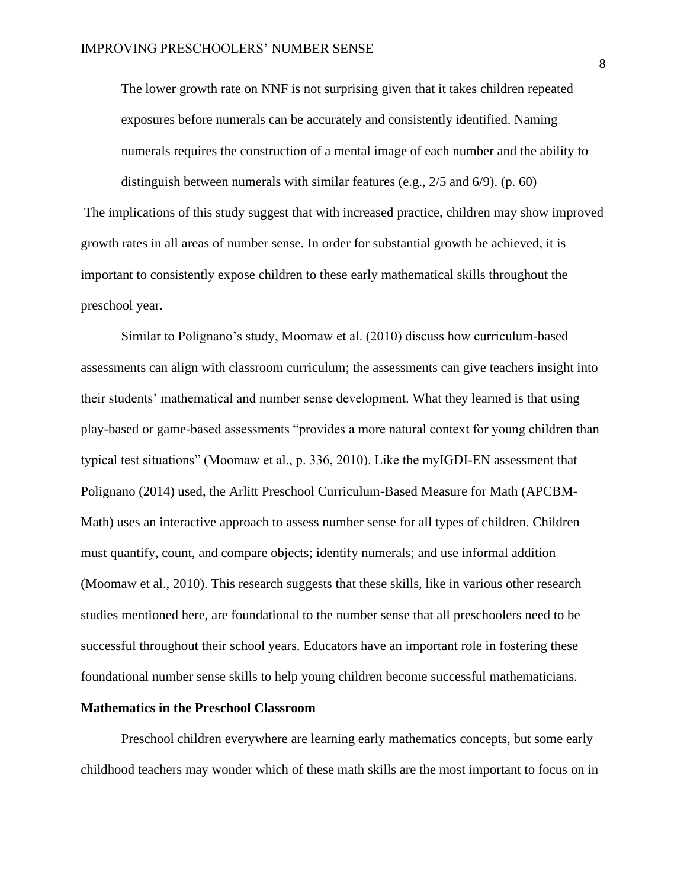> The lower growth rate on NNF is not surprising given that it takes children repeated exposures before numerals can be accurately and consistently identified. Naming numerals requires the construction of a mental image of each number and the ability to distinguish between numerals with similar features (e.g., 2/5 and 6/9). (p. 60)

The implications of this study suggest that with increased practice, children may show improved growth rates in all areas of number sense. In order for substantial growth be achieved, it is important to consistently expose children to these early mathematical skills throughout the preschool year.

Similar to Polignano's study, Moomaw et al. (2010) discuss how curriculum-based assessments can align with classroom curriculum; the assessments can give teachers insight into their students' mathematical and number sense development. What they learned is that using play-based or game-based assessments "provides a more natural context for young children than typical test situations" (Moomaw et al., p. 336, 2010). Like the myIGDI-EN assessment that Polignano (2014) used, the Arlitt Preschool Curriculum-Based Measure for Math (APCBM-Math) uses an interactive approach to assess number sense for all types of children. Children must quantify, count, and compare objects; identify numerals; and use informal addition (Moomaw et al., 2010). This research suggests that these skills, like in various other research studies mentioned here, are foundational to the number sense that all preschoolers need to be successful throughout their school years. Educators have an important role in fostering these foundational number sense skills to help young children become successful mathematicians.

## Mathematics in the Preschool Classroom

Preschool children everywhere are learning early mathematics concepts, but some early childhood teachers may wonder which of these math skills are the most important to focus on in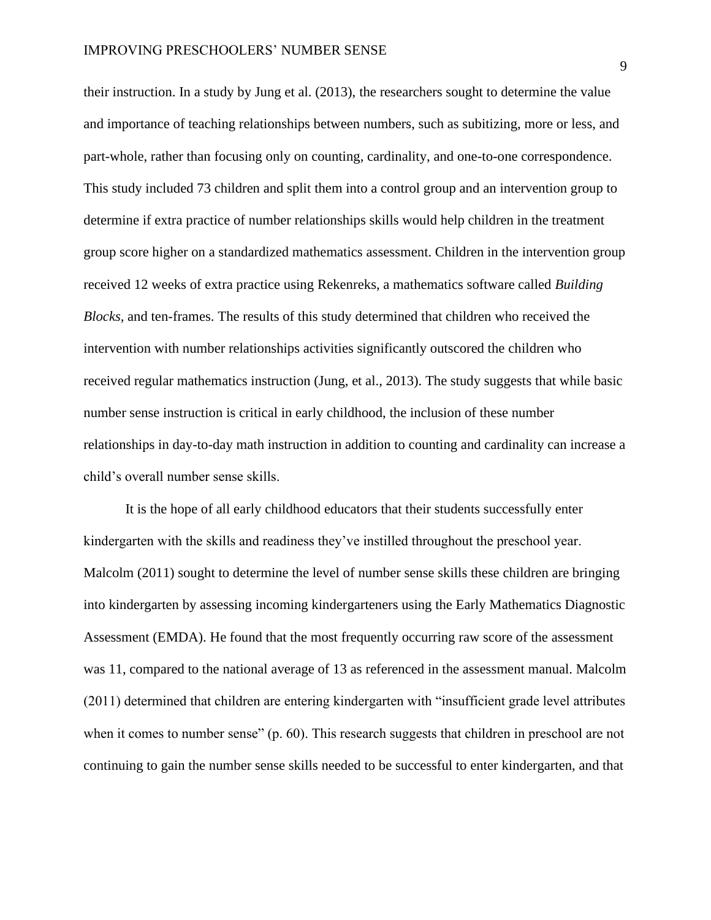their instruction. In a study by Jung et al. (2013), the researchers sought to determine the value and importance of teaching relationships between numbers, such as subitizing, more or less, and part-whole, rather than focusing only on counting, cardinality, and one-to-one correspondence. This study included 73 children and split them into a control group and an intervention group to determine if extra practice of number relationships skills would help children in the treatment group score higher on a standardized mathematics assessment. Children in the intervention group received 12 weeks of extra practice using Rekenreks, a mathematics software called *Building Blocks,* and ten-frames. The results of this study determined that children who received the intervention with number relationships activities significantly outscored the children who received regular mathematics instruction (Jung, et al., 2013). The study suggests that while basic number sense instruction is critical in early childhood, the inclusion of these number relationships in day-to-day math instruction in addition to counting and cardinality can increase a child's overall number sense skills.

It is the hope of all early childhood educators that their students successfully enter kindergarten with the skills and readiness they've instilled throughout the preschool year. Malcolm (2011) sought to determine the level of number sense skills these children are bringing into kindergarten by assessing incoming kindergarteners using the Early Mathematics Diagnostic Assessment (EMDA). He found that the most frequently occurring raw score of the assessment was 11, compared to the national average of 13 as referenced in the assessment manual. Malcolm (2011) determined that children are entering kindergarten with "insufficient grade level attributes when it comes to number sense" (p. 60). This research suggests that children in preschool are not continuing to gain the number sense skills needed to be successful to enter kindergarten, and that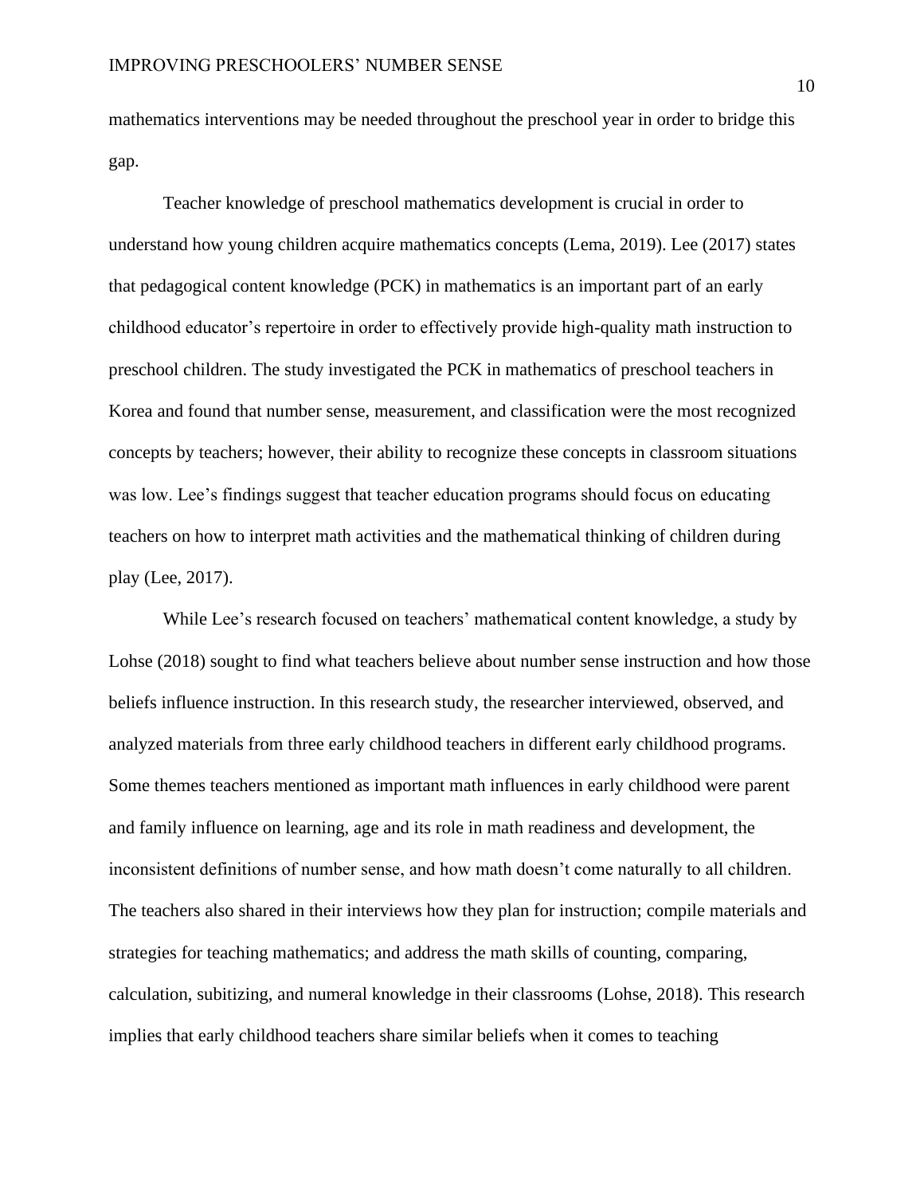mathematics interventions may be needed throughout the preschool year in order to bridge this gap.

Teacher knowledge of preschool mathematics development is crucial in order to understand how young children acquire mathematics concepts (Lema, 2019). Lee (2017) states that pedagogical content knowledge (PCK) in mathematics is an important part of an early childhood educator's repertoire in order to effectively provide high-quality math instruction to preschool children. The study investigated the PCK in mathematics of preschool teachers in Korea and found that number sense, measurement, and classification were the most recognized concepts by teachers; however, their ability to recognize these concepts in classroom situations was low. Lee's findings suggest that teacher education programs should focus on educating teachers on how to interpret math activities and the mathematical thinking of children during play (Lee, 2017).

While Lee's research focused on teachers' mathematical content knowledge, a study by Lohse (2018) sought to find what teachers believe about number sense instruction and how those beliefs influence instruction. In this research study, the researcher interviewed, observed, and analyzed materials from three early childhood teachers in different early childhood programs. Some themes teachers mentioned as important math influences in early childhood were parent and family influence on learning, age and its role in math readiness and development, the inconsistent definitions of number sense, and how math doesn't come naturally to all children. The teachers also shared in their interviews how they plan for instruction; compile materials and strategies for teaching mathematics; and address the math skills of counting, comparing, calculation, subitizing, and numeral knowledge in their classrooms (Lohse, 2018). This research implies that early childhood teachers share similar beliefs when it comes to teaching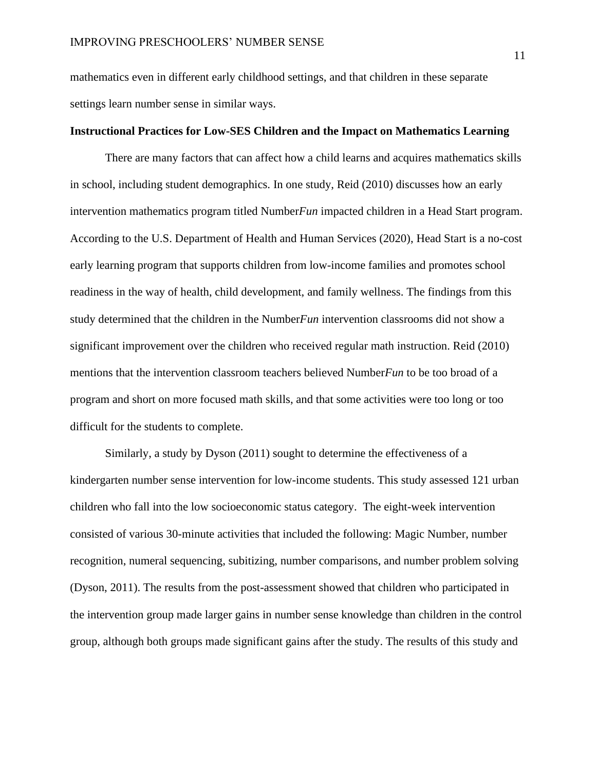mathematics even in different early childhood settings, and that children in these separate settings learn number sense in similar ways.

**Instructional Practices for Low-SES Children and the Impact on Mathematics Learning**

There are many factors that can affect how a child learns and acquires mathematics skills in school, including student demographics. In one study, Reid (2010) discusses how an early intervention mathematics program titled Number*Fun* impacted children in a Head Start program. According to the U.S. Department of Health and Human Services (2020), Head Start is a no-cost early learning program that supports children from low-income families and promotes school readiness in the way of health, child development, and family wellness. The findings from this study determined that the children in the Number*Fun* intervention classrooms did not show a significant improvement over the children who received regular math instruction. Reid (2010) mentions that the intervention classroom teachers believed Number*Fun* to be too broad of a program and short on more focused math skills, and that some activities were too long or too difficult for the students to complete.

Similarly, a study by Dyson (2011) sought to determine the effectiveness of a kindergarten number sense intervention for low-income students. This study assessed 121 urban children who fall into the low socioeconomic status category. The eight-week intervention consisted of various 30-minute activities that included the following: Magic Number, number recognition, numeral sequencing, subitizing, number comparisons, and number problem solving (Dyson, 2011). The results from the post-assessment showed that children who participated in the intervention group made larger gains in number sense knowledge than children in the control group, although both groups made significant gains after the study. The results of this study and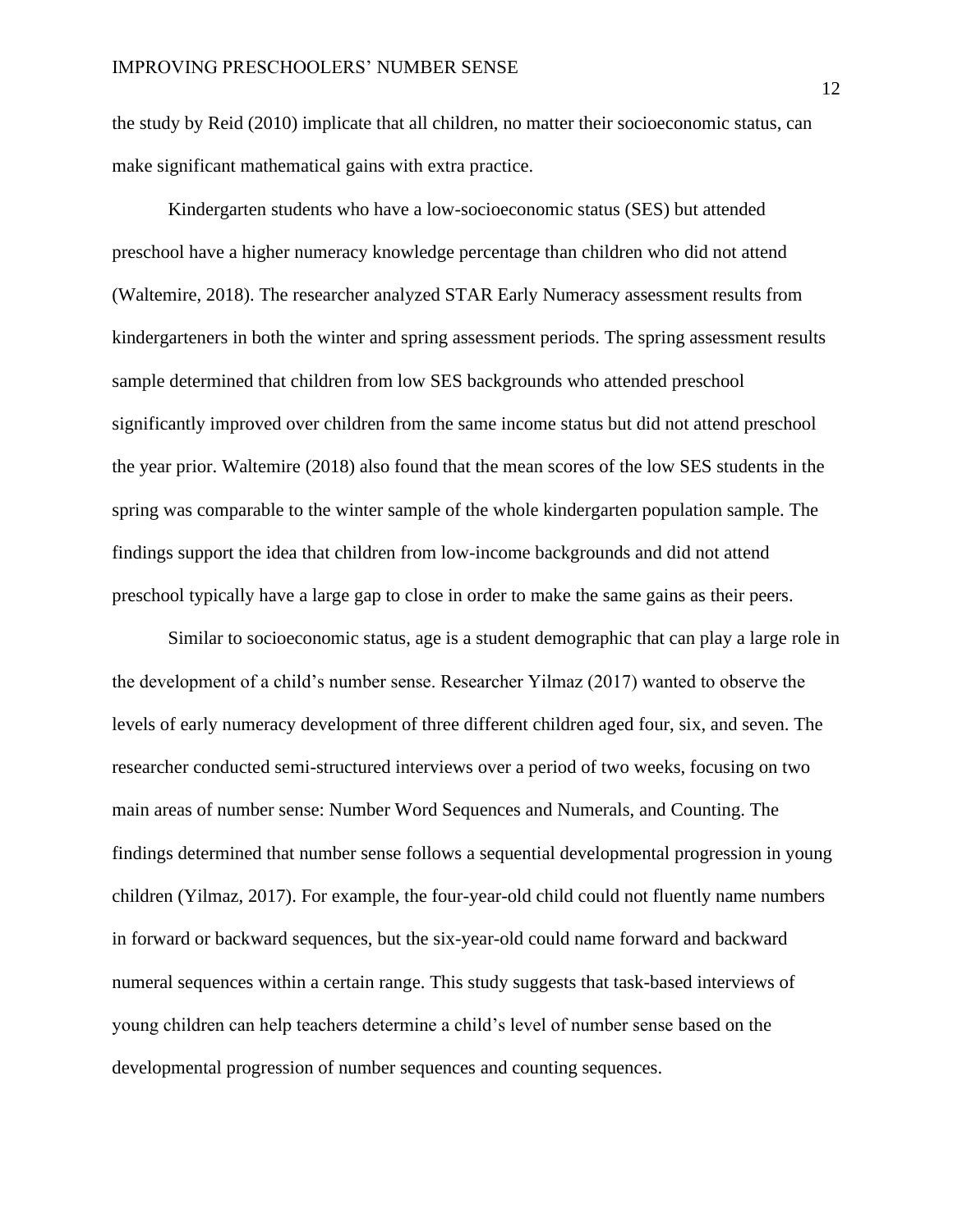the study by Reid (2010) implicate that all children, no matter their socioeconomic status, can make significant mathematical gains with extra practice.

Kindergarten students who have a low-socioeconomic status (SES) but attended preschool have a higher numeracy knowledge percentage than children who did not attend (Waltemire, 2018). The researcher analyzed STAR Early Numeracy assessment results from kindergarteners in both the winter and spring assessment periods. The spring assessment results sample determined that children from low SES backgrounds who attended preschool significantly improved over children from the same income status but did not attend preschool the year prior. Waltemire (2018) also found that the mean scores of the low SES students in the spring was comparable to the winter sample of the whole kindergarten population sample. The findings support the idea that children from low-income backgrounds and did not attend preschool typically have a large gap to close in order to make the same gains as their peers.

Similar to socioeconomic status, age is a student demographic that can play a large role in the development of a child's number sense. Researcher Yilmaz (2017) wanted to observe the levels of early numeracy development of three different children aged four, six, and seven. The researcher conducted semi-structured interviews over a period of two weeks, focusing on two main areas of number sense: Number Word Sequences and Numerals, and Counting. The findings determined that number sense follows a sequential developmental progression in young children (Yilmaz, 2017). For example, the four-year-old child could not fluently name numbers in forward or backward sequences, but the six-year-old could name forward and backward numeral sequences within a certain range. This study suggests that task-based interviews of young children can help teachers determine a child's level of number sense based on the developmental progression of number sequences and counting sequences.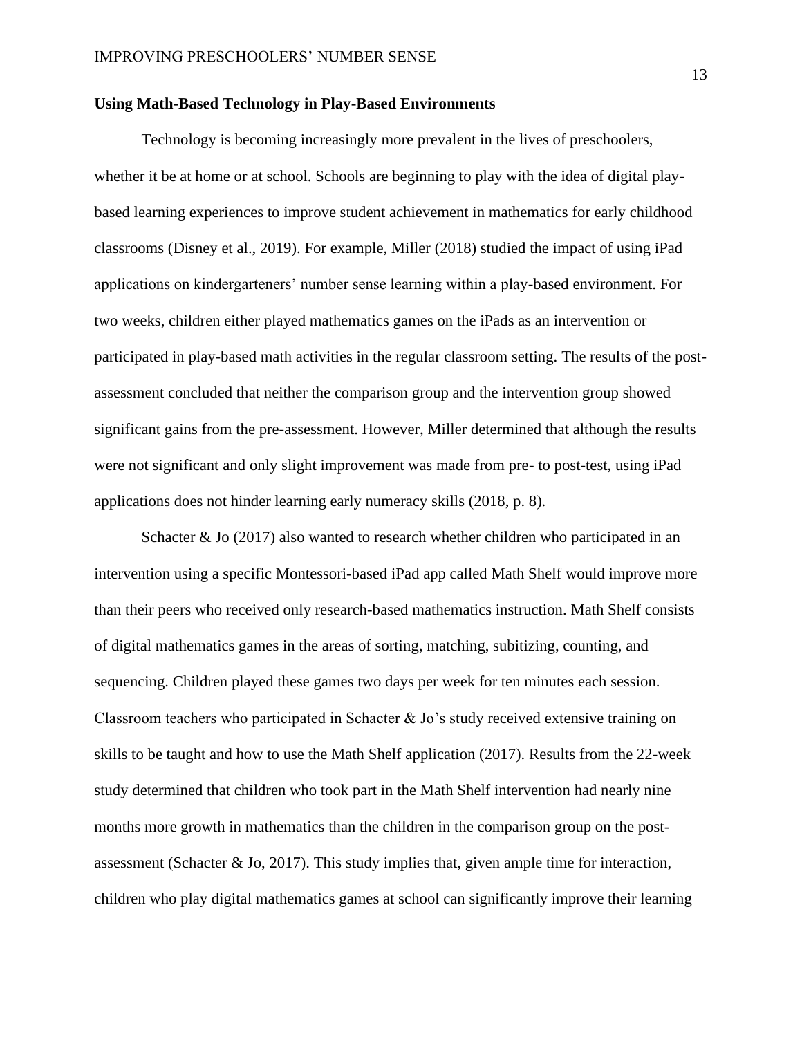**Using Math-Based Technology in Play-Based Environments**

Technology is becoming increasingly more prevalent in the lives of preschoolers, whether it be at home or at school. Schools are beginning to play with the idea of digital play-based learning experiences to improve student achievement in mathematics for early childhood classrooms (Disney et al., 2019). For example, Miller (2018) studied the impact of using iPad applications on kindergarteners' number sense learning within a play-based environment. For two weeks, children either played mathematics games on the iPads as an intervention or participated in play-based math activities in the regular classroom setting. The results of the post-assessment concluded that neither the comparison group and the intervention group showed significant gains from the pre-assessment. However, Miller determined that although the results were not significant and only slight improvement was made from pre- to post-test, using iPad applications does not hinder learning early numeracy skills (2018, p. 8).

Schacter & Jo (2017) also wanted to research whether children who participated in an intervention using a specific Montessori-based iPad app called Math Shelf would improve more than their peers who received only research-based mathematics instruction. Math Shelf consists of digital mathematics games in the areas of sorting, matching, subitizing, counting, and sequencing. Children played these games two days per week for ten minutes each session. Classroom teachers who participated in Schacter & Jo's study received extensive training on skills to be taught and how to use the Math Shelf application (2017). Results from the 22-week study determined that children who took part in the Math Shelf intervention had nearly nine months more growth in mathematics than the children in the comparison group on the post-assessment (Schacter & Jo, 2017). This study implies that, given ample time for interaction, children who play digital mathematics games at school can significantly improve their learning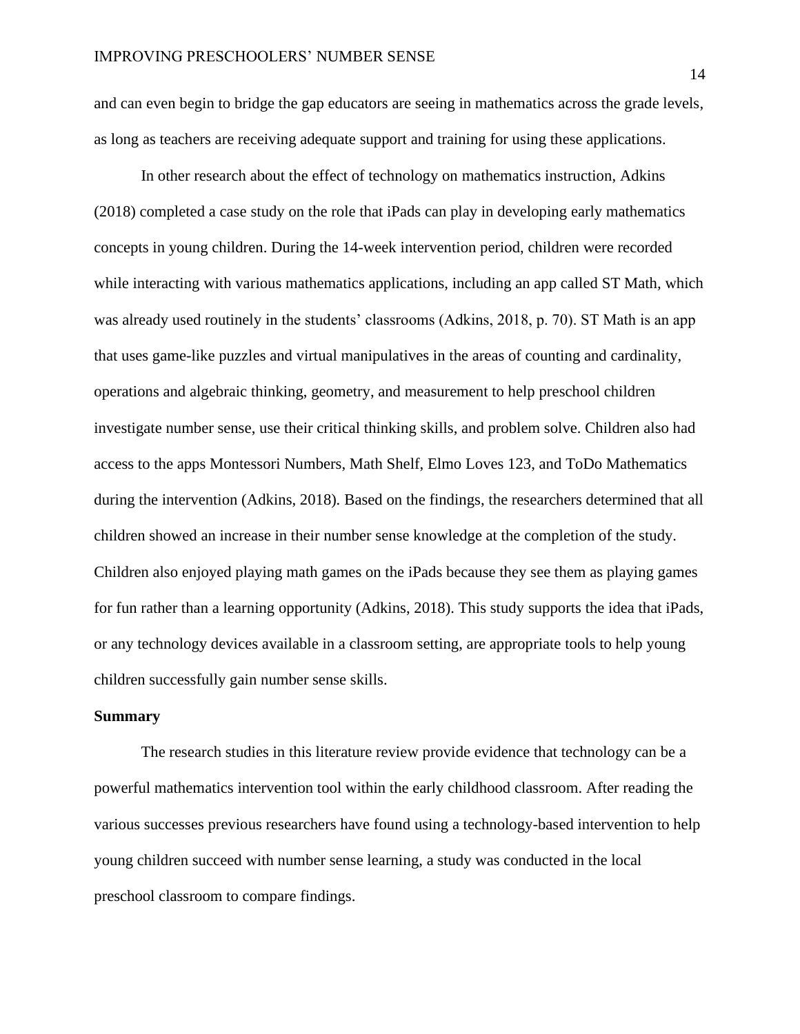and can even begin to bridge the gap educators are seeing in mathematics across the grade levels, as long as teachers are receiving adequate support and training for using these applications.

In other research about the effect of technology on mathematics instruction, Adkins (2018) completed a case study on the role that iPads can play in developing early mathematics concepts in young children. During the 14-week intervention period, children were recorded while interacting with various mathematics applications, including an app called ST Math, which was already used routinely in the students' classrooms (Adkins, 2018, p. 70). ST Math is an app that uses game-like puzzles and virtual manipulatives in the areas of counting and cardinality, operations and algebraic thinking, geometry, and measurement to help preschool children investigate number sense, use their critical thinking skills, and problem solve. Children also had access to the apps Montessori Numbers, Math Shelf, Elmo Loves 123, and ToDo Mathematics during the intervention (Adkins, 2018). Based on the findings, the researchers determined that all children showed an increase in their number sense knowledge at the completion of the study. Children also enjoyed playing math games on the iPads because they see them as playing games for fun rather than a learning opportunity (Adkins, 2018). This study supports the idea that iPads, or any technology devices available in a classroom setting, are appropriate tools to help young children successfully gain number sense skills.

**Summary**

The research studies in this literature review provide evidence that technology can be a powerful mathematics intervention tool within the early childhood classroom. After reading the various successes previous researchers have found using a technology-based intervention to help young children succeed with number sense learning, a study was conducted in the local preschool classroom to compare findings.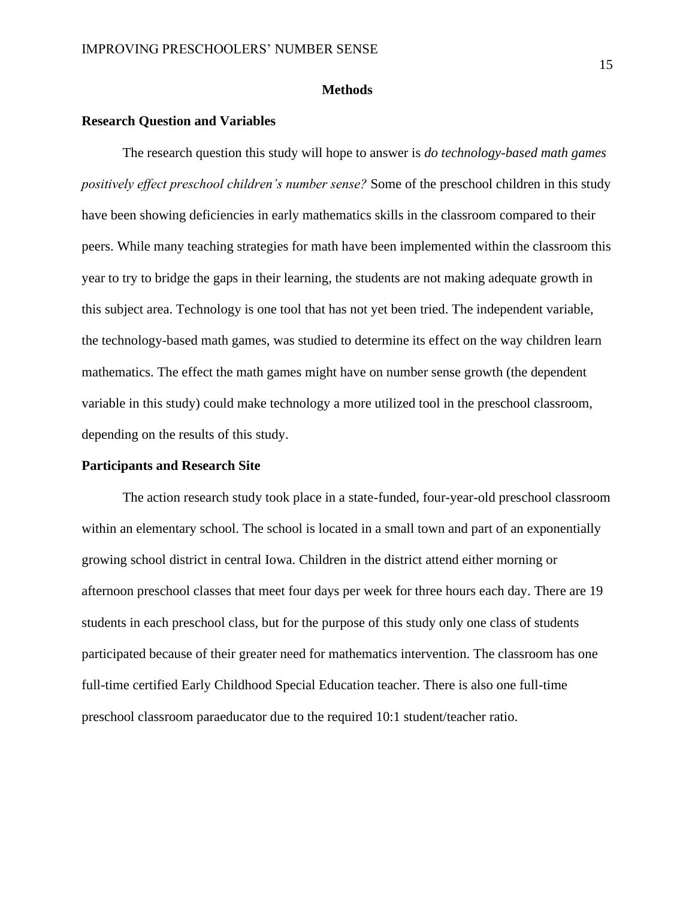# Methods

## Research Question and Variables

The research question this study will hope to answer is *do technology-based math games positively effect preschool children's number sense?* Some of the preschool children in this study have been showing deficiencies in early mathematics skills in the classroom compared to their peers. While many teaching strategies for math have been implemented within the classroom this year to try to bridge the gaps in their learning, the students are not making adequate growth in this subject area. Technology is one tool that has not yet been tried. The independent variable, the technology-based math games, was studied to determine its effect on the way children learn mathematics. The effect the math games might have on number sense growth (the dependent variable in this study) could make technology a more utilized tool in the preschool classroom, depending on the results of this study.

## Participants and Research Site

The action research study took place in a state-funded, four-year-old preschool classroom within an elementary school. The school is located in a small town and part of an exponentially growing school district in central Iowa. Children in the district attend either morning or afternoon preschool classes that meet four days per week for three hours each day. There are 19 students in each preschool class, but for the purpose of this study only one class of students participated because of their greater need for mathematics intervention. The classroom has one full-time certified Early Childhood Special Education teacher. There is also one full-time preschool classroom paraeducator due to the required 10:1 student/teacher ratio.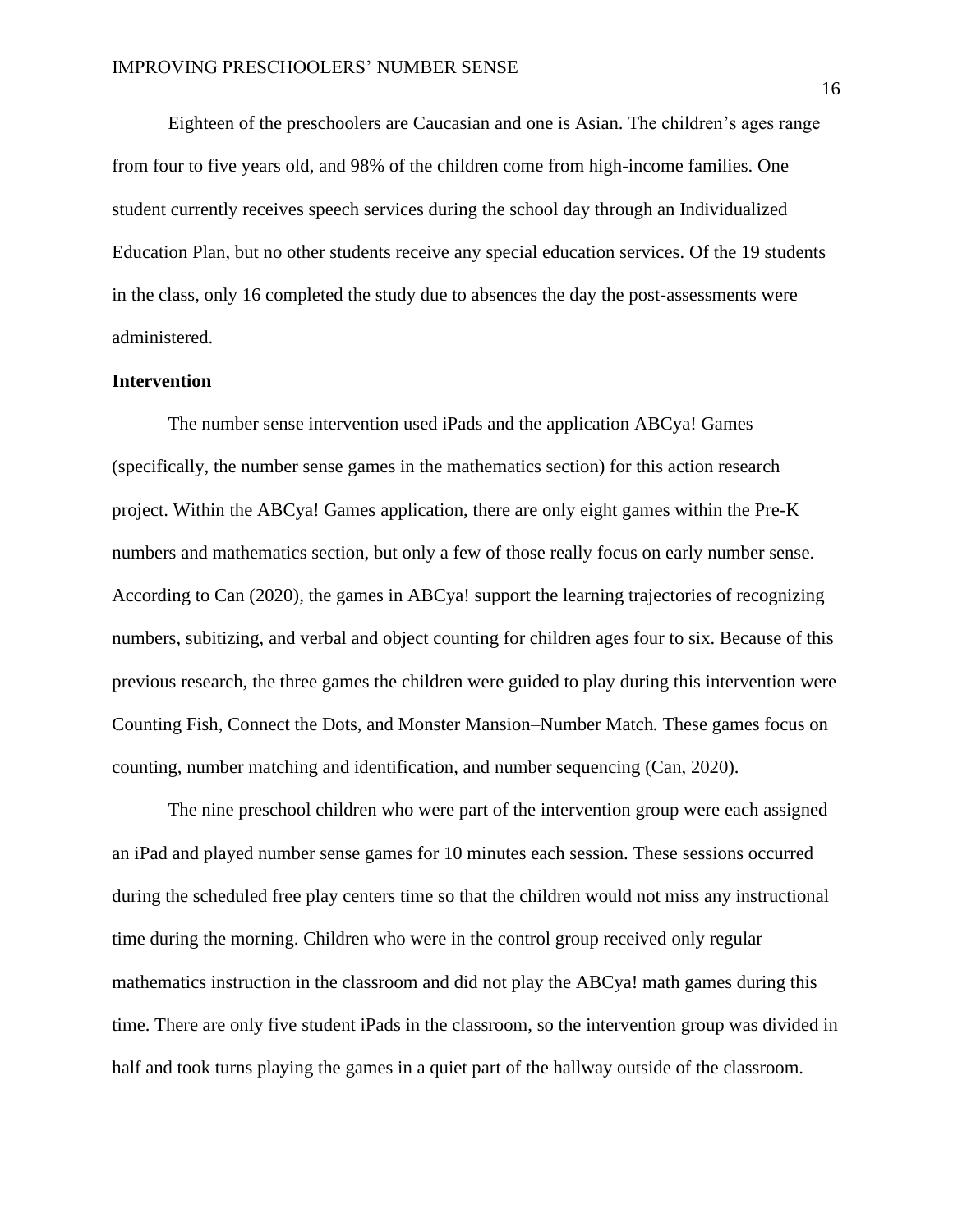Eighteen of the preschoolers are Caucasian and one is Asian. The children's ages range from four to five years old, and 98% of the children come from high-income families. One student currently receives speech services during the school day through an Individualized Education Plan, but no other students receive any special education services. Of the 19 students in the class, only 16 completed the study due to absences the day the post-assessments were administered.

**Intervention**

The number sense intervention used iPads and the application ABCya! Games (specifically, the number sense games in the mathematics section) for this action research project. Within the ABCya! Games application, there are only eight games within the Pre-K numbers and mathematics section, but only a few of those really focus on early number sense. According to Can (2020), the games in ABCya! support the learning trajectories of recognizing numbers, subitizing, and verbal and object counting for children ages four to six. Because of this previous research, the three games the children were guided to play during this intervention were Counting Fish, Connect the Dots, and Monster Mansion–Number Match*.* These games focus on counting, number matching and identification, and number sequencing (Can, 2020).

The nine preschool children who were part of the intervention group were each assigned an iPad and played number sense games for 10 minutes each session. These sessions occurred during the scheduled free play centers time so that the children would not miss any instructional time during the morning. Children who were in the control group received only regular mathematics instruction in the classroom and did not play the ABCya! math games during this time. There are only five student iPads in the classroom, so the intervention group was divided in half and took turns playing the games in a quiet part of the hallway outside of the classroom.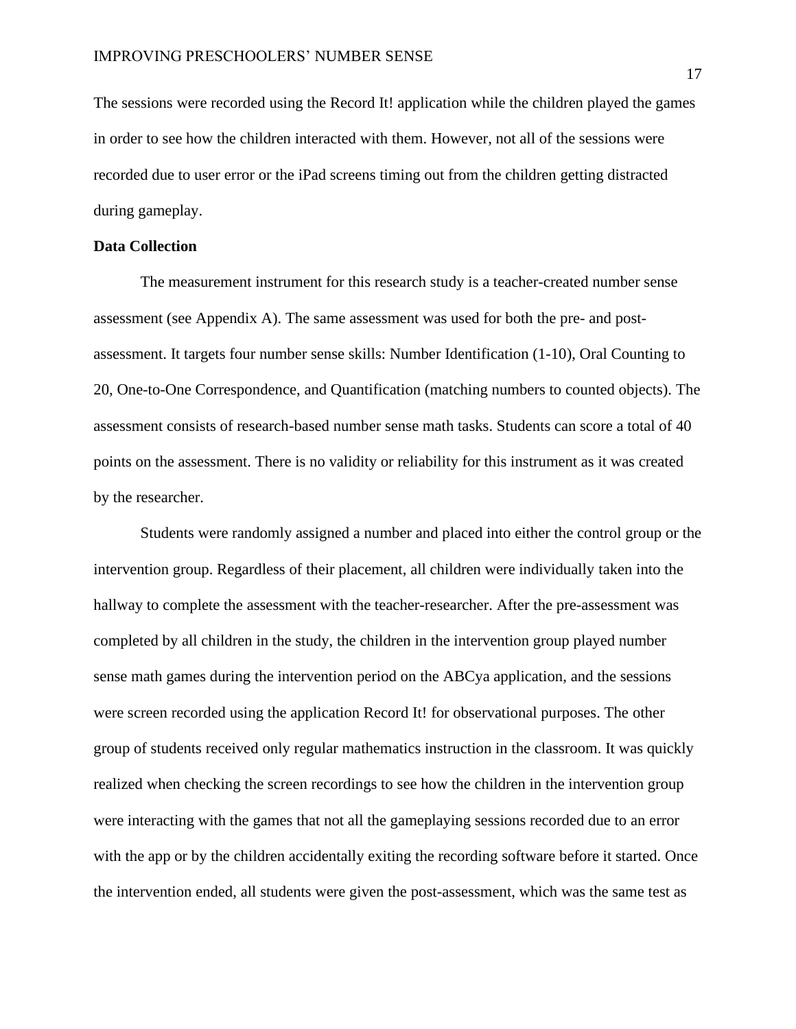The sessions were recorded using the Record It! application while the children played the games in order to see how the children interacted with them. However, not all of the sessions were recorded due to user error or the iPad screens timing out from the children getting distracted during gameplay.

**Data Collection**

The measurement instrument for this research study is a teacher-created number sense assessment (see Appendix A). The same assessment was used for both the pre- and post-assessment. It targets four number sense skills: Number Identification (1-10), Oral Counting to 20, One-to-One Correspondence, and Quantification (matching numbers to counted objects). The assessment consists of research-based number sense math tasks. Students can score a total of 40 points on the assessment. There is no validity or reliability for this instrument as it was created by the researcher.

Students were randomly assigned a number and placed into either the control group or the intervention group. Regardless of their placement, all children were individually taken into the hallway to complete the assessment with the teacher-researcher. After the pre-assessment was completed by all children in the study, the children in the intervention group played number sense math games during the intervention period on the ABCya application, and the sessions were screen recorded using the application Record It! for observational purposes. The other group of students received only regular mathematics instruction in the classroom. It was quickly realized when checking the screen recordings to see how the children in the intervention group were interacting with the games that not all the gameplaying sessions recorded due to an error with the app or by the children accidentally exiting the recording software before it started. Once the intervention ended, all students were given the post-assessment, which was the same test as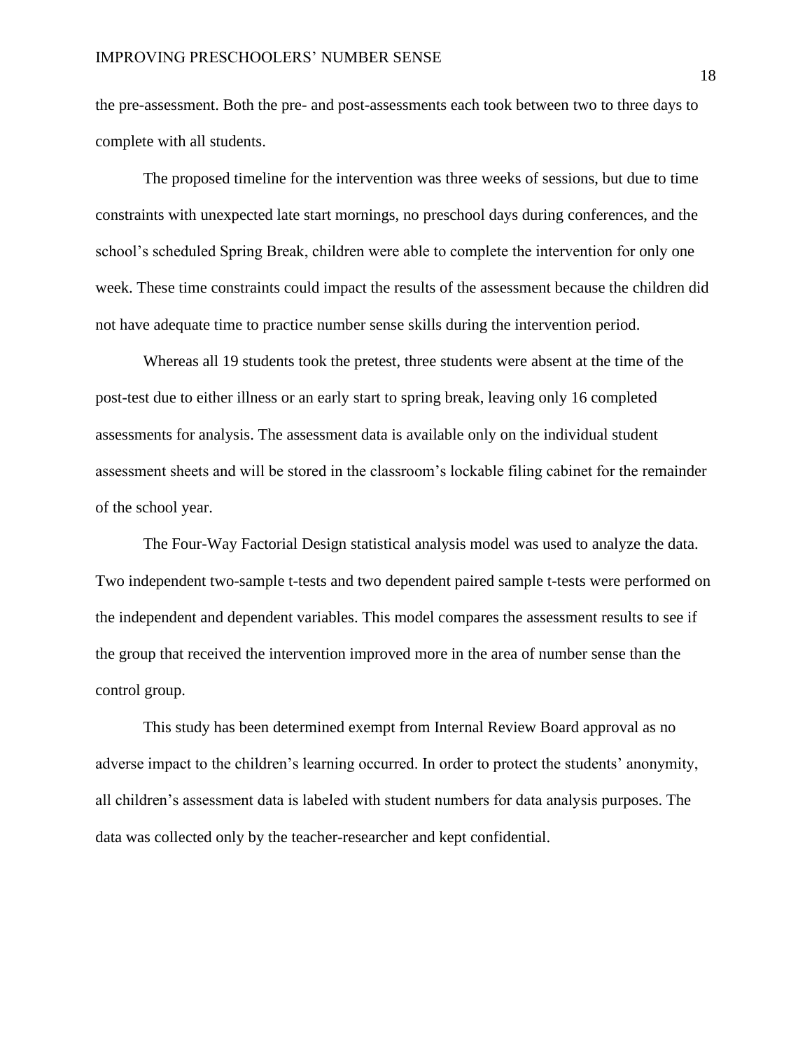the pre-assessment. Both the pre- and post-assessments each took between two to three days to complete with all students.

The proposed timeline for the intervention was three weeks of sessions, but due to time constraints with unexpected late start mornings, no preschool days during conferences, and the school's scheduled Spring Break, children were able to complete the intervention for only one week. These time constraints could impact the results of the assessment because the children did not have adequate time to practice number sense skills during the intervention period.

Whereas all 19 students took the pretest, three students were absent at the time of the post-test due to either illness or an early start to spring break, leaving only 16 completed assessments for analysis. The assessment data is available only on the individual student assessment sheets and will be stored in the classroom's lockable filing cabinet for the remainder of the school year.

The Four-Way Factorial Design statistical analysis model was used to analyze the data. Two independent two-sample t-tests and two dependent paired sample t-tests were performed on the independent and dependent variables. This model compares the assessment results to see if the group that received the intervention improved more in the area of number sense than the control group.

This study has been determined exempt from Internal Review Board approval as no adverse impact to the children's learning occurred. In order to protect the students' anonymity, all children's assessment data is labeled with student numbers for data analysis purposes. The data was collected only by the teacher-researcher and kept confidential.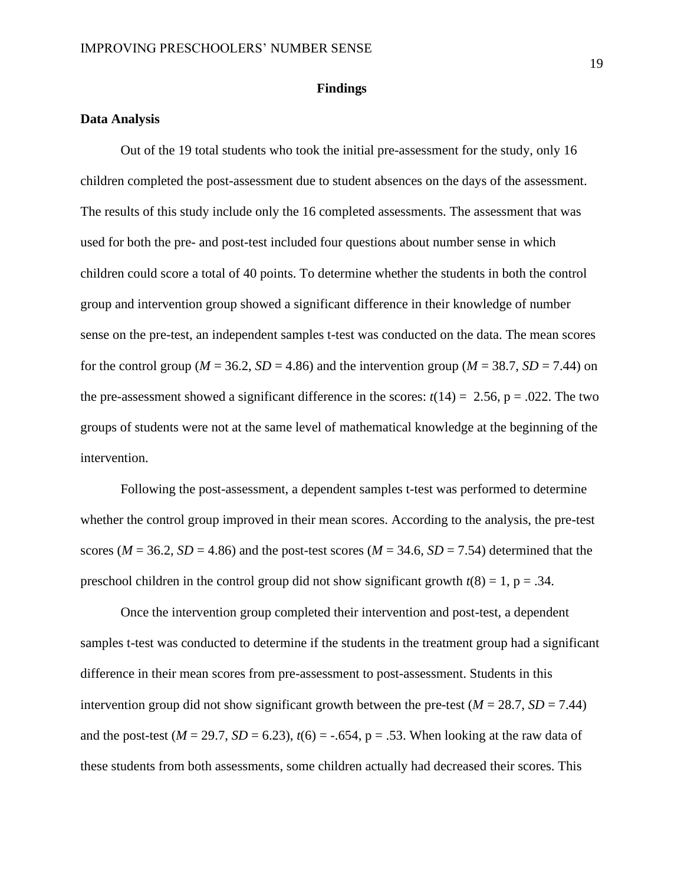# Findings

## Data Analysis

Out of the 19 total students who took the initial pre-assessment for the study, only 16 children completed the post-assessment due to student absences on the days of the assessment. The results of this study include only the 16 completed assessments. The assessment that was used for both the pre- and post-test included four questions about number sense in which children could score a total of 40 points. To determine whether the students in both the control group and intervention group showed a significant difference in their knowledge of number sense on the pre-test, an independent samples t-test was conducted on the data. The mean scores for the control group ($M = 36.2$, $SD = 4.86$) and the intervention group ($M = 38.7$, $SD = 7.44$) on the pre-assessment showed a significant difference in the scores: $t(14) = 2.56$, p = .022. The two groups of students were not at the same level of mathematical knowledge at the beginning of the intervention.

Following the post-assessment, a dependent samples t-test was performed to determine whether the control group improved in their mean scores. According to the analysis, the pre-test scores ($M = 36.2$, $SD = 4.86$) and the post-test scores ($M = 34.6$, $SD = 7.54$) determined that the preschool children in the control group did not show significant growth $t(8) = 1$, p = .34.

Once the intervention group completed their intervention and post-test, a dependent samples t-test was conducted to determine if the students in the treatment group had a significant difference in their mean scores from pre-assessment to post-assessment. Students in this intervention group did not show significant growth between the pre-test ($M = 28.7$, $SD = 7.44$) and the post-test ($M = 29.7$, $SD = 6.23$), $t(6) = -.654$, p = .53. When looking at the raw data of these students from both assessments, some children actually had decreased their scores. This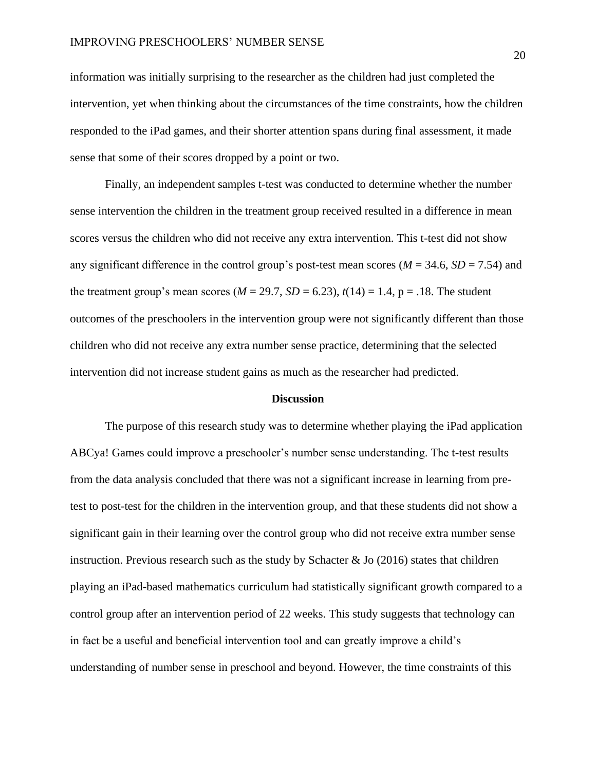information was initially surprising to the researcher as the children had just completed the intervention, yet when thinking about the circumstances of the time constraints, how the children responded to the iPad games, and their shorter attention spans during final assessment, it made sense that some of their scores dropped by a point or two.

Finally, an independent samples t-test was conducted to determine whether the number sense intervention the children in the treatment group received resulted in a difference in mean scores versus the children who did not receive any extra intervention. This t-test did not show any significant difference in the control group's post-test mean scores ($M = 34.6$, $SD = 7.54$) and the treatment group's mean scores ($M = 29.7$, $SD = 6.23$), $t(14) = 1.4$, $p = .18$. The student outcomes of the preschoolers in the intervention group were not significantly different than those children who did not receive any extra number sense practice, determining that the selected intervention did not increase student gains as much as the researcher had predicted.

## Discussion

The purpose of this research study was to determine whether playing the iPad application ABCya! Games could improve a preschooler's number sense understanding. The t-test results from the data analysis concluded that there was not a significant increase in learning from pre-test to post-test for the children in the intervention group, and that these students did not show a significant gain in their learning over the control group who did not receive extra number sense instruction. Previous research such as the study by Schacter & Jo (2016) states that children playing an iPad-based mathematics curriculum had statistically significant growth compared to a control group after an intervention period of 22 weeks. This study suggests that technology can in fact be a useful and beneficial intervention tool and can greatly improve a child's understanding of number sense in preschool and beyond. However, the time constraints of this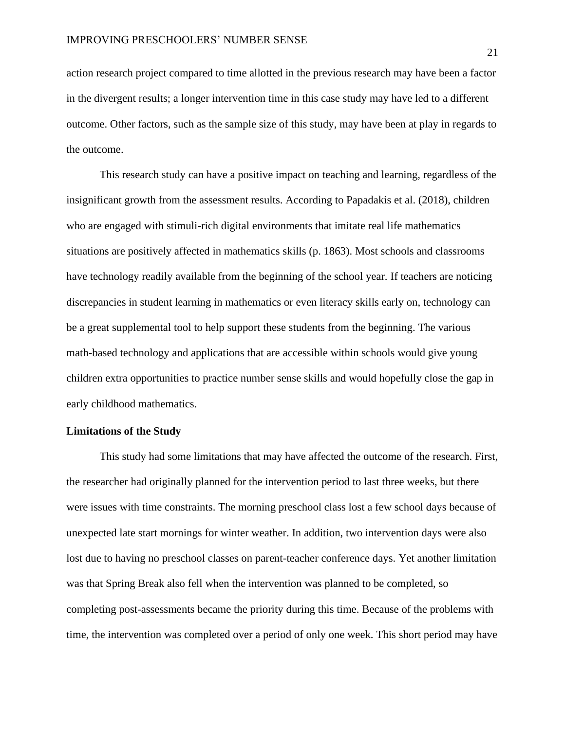action research project compared to time allotted in the previous research may have been a factor in the divergent results; a longer intervention time in this case study may have led to a different outcome. Other factors, such as the sample size of this study, may have been at play in regards to the outcome.

This research study can have a positive impact on teaching and learning, regardless of the insignificant growth from the assessment results. According to Papadakis et al. (2018), children who are engaged with stimuli-rich digital environments that imitate real life mathematics situations are positively affected in mathematics skills (p. 1863). Most schools and classrooms have technology readily available from the beginning of the school year. If teachers are noticing discrepancies in student learning in mathematics or even literacy skills early on, technology can be a great supplemental tool to help support these students from the beginning. The various math-based technology and applications that are accessible within schools would give young children extra opportunities to practice number sense skills and would hopefully close the gap in early childhood mathematics.

## Limitations of the Study

This study had some limitations that may have affected the outcome of the research. First, the researcher had originally planned for the intervention period to last three weeks, but there were issues with time constraints. The morning preschool class lost a few school days because of unexpected late start mornings for winter weather. In addition, two intervention days were also lost due to having no preschool classes on parent-teacher conference days. Yet another limitation was that Spring Break also fell when the intervention was planned to be completed, so completing post-assessments became the priority during this time. Because of the problems with time, the intervention was completed over a period of only one week. This short period may have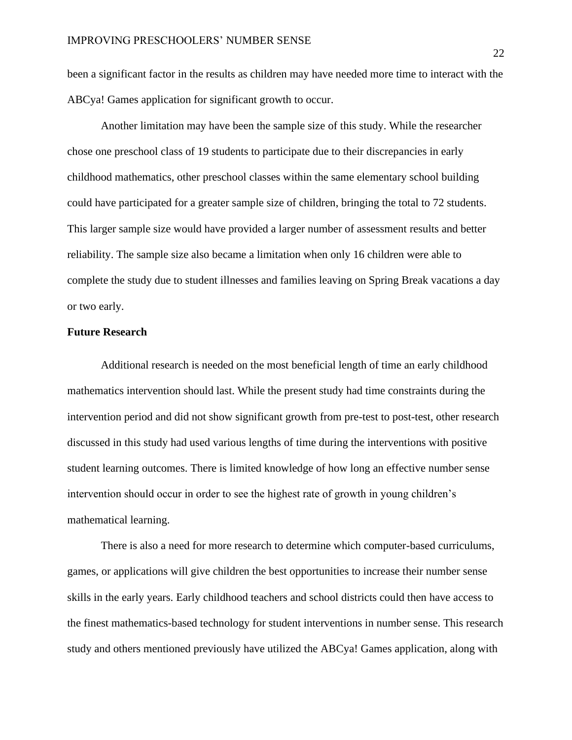been a significant factor in the results as children may have needed more time to interact with the ABCya! Games application for significant growth to occur.

Another limitation may have been the sample size of this study. While the researcher chose one preschool class of 19 students to participate due to their discrepancies in early childhood mathematics, other preschool classes within the same elementary school building could have participated for a greater sample size of children, bringing the total to 72 students. This larger sample size would have provided a larger number of assessment results and better reliability. The sample size also became a limitation when only 16 children were able to complete the study due to student illnesses and families leaving on Spring Break vacations a day or two early.

**Future Research**

Additional research is needed on the most beneficial length of time an early childhood mathematics intervention should last. While the present study had time constraints during the intervention period and did not show significant growth from pre-test to post-test, other research discussed in this study had used various lengths of time during the interventions with positive student learning outcomes. There is limited knowledge of how long an effective number sense intervention should occur in order to see the highest rate of growth in young children's mathematical learning.

There is also a need for more research to determine which computer-based curriculums, games, or applications will give children the best opportunities to increase their number sense skills in the early years. Early childhood teachers and school districts could then have access to the finest mathematics-based technology for student interventions in number sense. This research study and others mentioned previously have utilized the ABCya! Games application, along with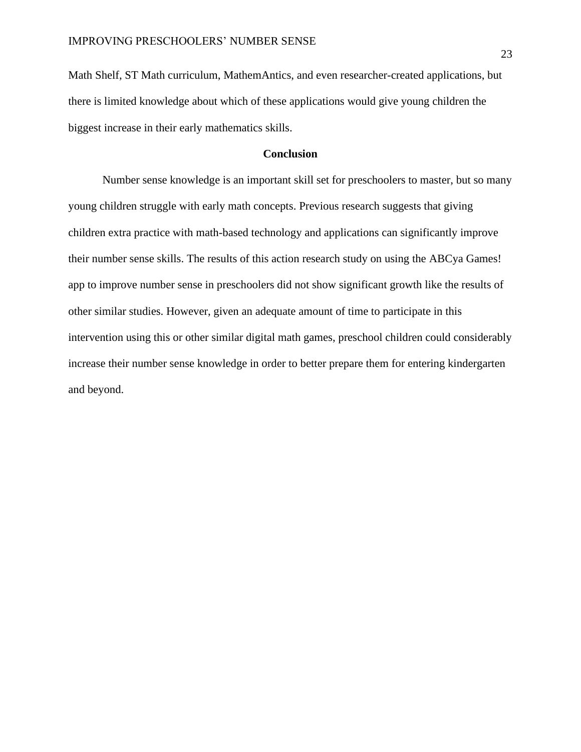Math Shelf, ST Math curriculum, MathemAntics, and even researcher-created applications, but there is limited knowledge about which of these applications would give young children the biggest increase in their early mathematics skills.

## Conclusion

Number sense knowledge is an important skill set for preschoolers to master, but so many young children struggle with early math concepts. Previous research suggests that giving children extra practice with math-based technology and applications can significantly improve their number sense skills. The results of this action research study on using the ABCya Games! app to improve number sense in preschoolers did not show significant growth like the results of other similar studies. However, given an adequate amount of time to participate in this intervention using this or other similar digital math games, preschool children could considerably increase their number sense knowledge in order to better prepare them for entering kindergarten and beyond.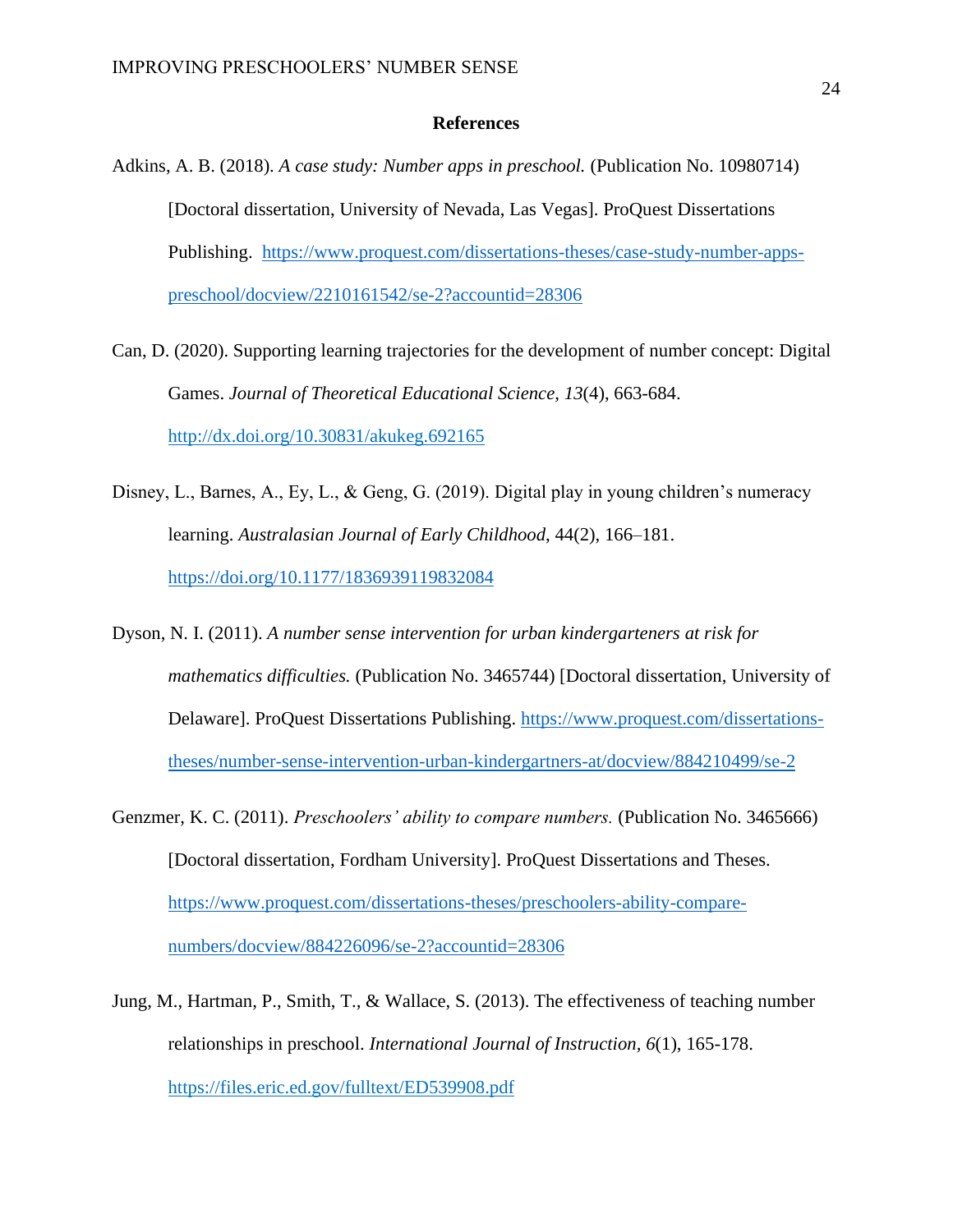## References

Adkins, A. B. (2018). *A case study: Number apps in preschool.* (Publication No. 10980714) [Doctoral dissertation, University of Nevada, Las Vegas]. ProQuest Dissertations Publishing. https://www.proquest.com/dissertations-theses/case-study-number-apps-preschool/docview/2210161542/se-2?accountid=28306

Can, D. (2020). Supporting learning trajectories for the development of number concept: Digital Games. *Journal of Theoretical Educational Science, 13*(4), 663-684. http://dx.doi.org/10.30831/akukeg.692165

Disney, L., Barnes, A., Ey, L., & Geng, G. (2019). Digital play in young children's numeracy learning. *Australasian Journal of Early Childhood*, 44(2), 166–181. https://doi.org/10.1177/1836939119832084

Dyson, N. I. (2011). *A number sense intervention for urban kindergarteners at risk for mathematics difficulties.* (Publication No. 3465744) [Doctoral dissertation, University of Delaware]. ProQuest Dissertations Publishing. https://www.proquest.com/dissertations-theses/number-sense-intervention-urban-kindergartners-at/docview/884210499/se-2

Genzmer, K. C. (2011). *Preschoolers' ability to compare numbers.* (Publication No. 3465666) [Doctoral dissertation, Fordham University]. ProQuest Dissertations and Theses. https://www.proquest.com/dissertations-theses/preschoolers-ability-compare-numbers/docview/884226096/se-2?accountid=28306

Jung, M., Hartman, P., Smith, T., & Wallace, S. (2013). The effectiveness of teaching number relationships in preschool. *International Journal of Instruction*, *6*(1), 165-178. https://files.eric.ed.gov/fulltext/ED539908.pdf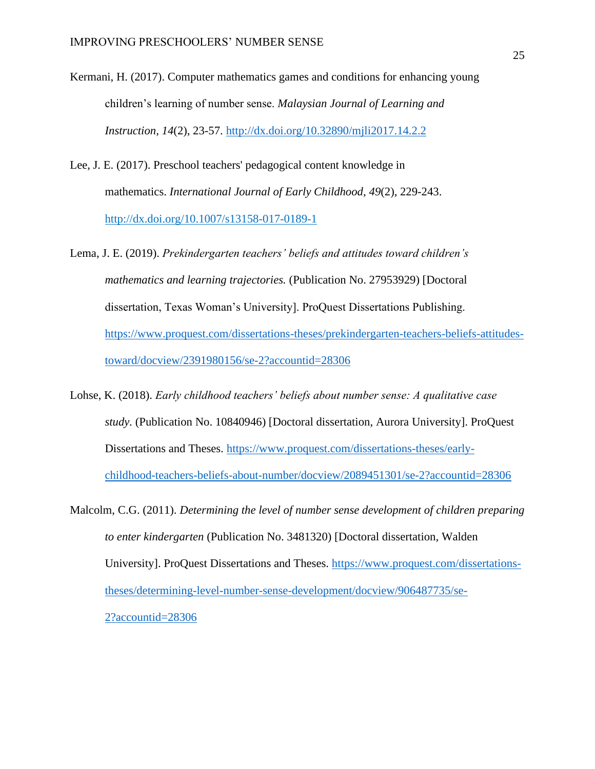Kermani, H. (2017). Computer mathematics games and conditions for enhancing young children's learning of number sense. *Malaysian Journal of Learning and Instruction*, *14*(2), 23-57. http://dx.doi.org/10.32890/mjli2017.14.2.2

Lee, J. E. (2017). Preschool teachers' pedagogical content knowledge in mathematics. *International Journal of Early Childhood*, *49*(2), 229-243. http://dx.doi.org/10.1007/s13158-017-0189-1

Lema, J. E. (2019). *Prekindergarten teachers' beliefs and attitudes toward children's mathematics and learning trajectories.* (Publication No. 27953929) [Doctoral dissertation, Texas Woman's University]. ProQuest Dissertations Publishing. https://www.proquest.com/dissertations-theses/prekindergarten-teachers-beliefs-attitudes-toward/docview/2391980156/se-2?accountid=28306

Lohse, K. (2018). *Early childhood teachers' beliefs about number sense: A qualitative case study*. (Publication No. 10840946) [Doctoral dissertation, Aurora University]. ProQuest Dissertations and Theses. https://www.proquest.com/dissertations-theses/early-childhood-teachers-beliefs-about-number/docview/2089451301/se-2?accountid=28306

Malcolm, C.G. (2011). *Determining the level of number sense development of children preparing to enter kindergarten* (Publication No. 3481320) [Doctoral dissertation, Walden University]. ProQuest Dissertations and Theses. https://www.proquest.com/dissertations-theses/determining-level-number-sense-development/docview/906487735/se-2?accountid=28306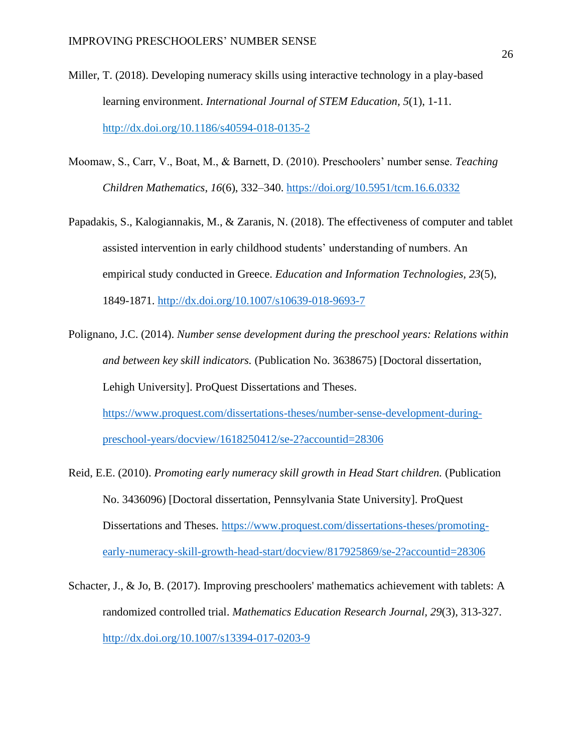Miller, T. (2018). Developing numeracy skills using interactive technology in a play-based learning environment. *International Journal of STEM Education, 5*(1), 1-11. http://dx.doi.org/10.1186/s40594-018-0135-2

Moomaw, S., Carr, V., Boat, M., & Barnett, D. (2010). Preschoolers' number sense. *Teaching Children Mathematics*, *16*(6), 332–340. https://doi.org/10.5951/tcm.16.6.0332

Papadakis, S., Kalogiannakis, M., & Zaranis, N. (2018). The effectiveness of computer and tablet assisted intervention in early childhood students' understanding of numbers. An empirical study conducted in Greece. *Education and Information Technologies, 23*(5), 1849-1871. http://dx.doi.org/10.1007/s10639-018-9693-7

Polignano, J.C. (2014). *Number sense development during the preschool years: Relations within and between key skill indicators.* (Publication No. 3638675) [Doctoral dissertation, Lehigh University]. ProQuest Dissertations and Theses. https://www.proquest.com/dissertations-theses/number-sense-development-during-preschool-years/docview/1618250412/se-2?accountid=28306

Reid, E.E. (2010). *Promoting early numeracy skill growth in Head Start children.* (Publication No. 3436096) [Doctoral dissertation, Pennsylvania State University]. ProQuest Dissertations and Theses. https://www.proquest.com/dissertations-theses/promoting-early-numeracy-skill-growth-head-start/docview/817925869/se-2?accountid=28306

Schacter, J., & Jo, B. (2017). Improving preschoolers' mathematics achievement with tablets: A randomized controlled trial. *Mathematics Education Research Journal, 29*(3), 313-327. http://dx.doi.org/10.1007/s13394-017-0203-9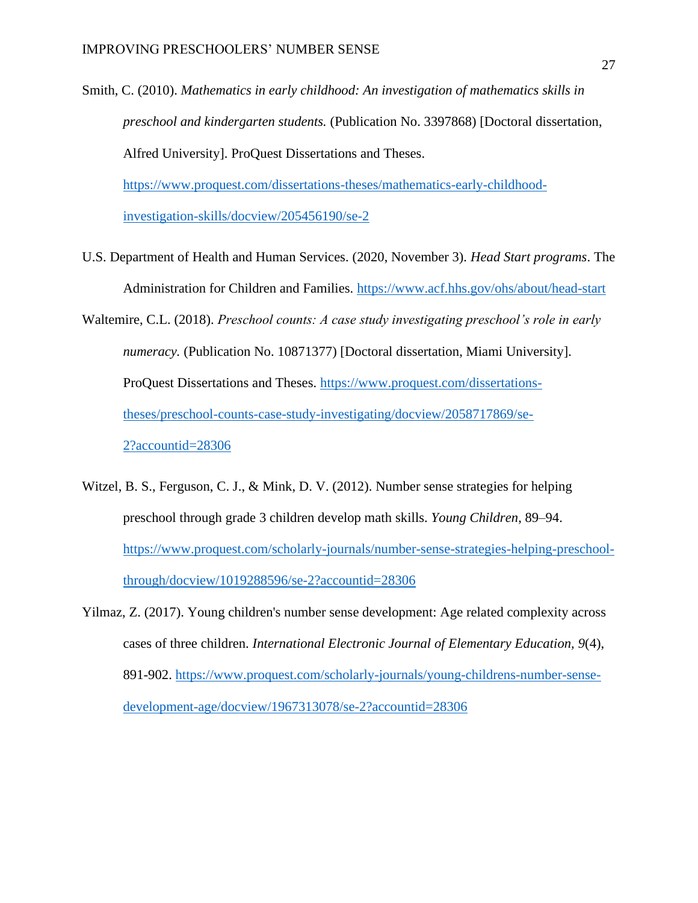Smith, C. (2010). *Mathematics in early childhood: An investigation of mathematics skills in preschool and kindergarten students.* (Publication No. 3397868) [Doctoral dissertation, Alfred University]. ProQuest Dissertations and Theses. https://www.proquest.com/dissertations-theses/mathematics-early-childhood-investigation-skills/docview/205456190/se-2

U.S. Department of Health and Human Services. (2020, November 3). *Head Start programs*. The Administration for Children and Families. https://www.acf.hhs.gov/ohs/about/head-start

Waltemire, C.L. (2018). *Preschool counts: A case study investigating preschool's role in early numeracy.* (Publication No. 10871377) [Doctoral dissertation, Miami University]. ProQuest Dissertations and Theses. https://www.proquest.com/dissertations-theses/preschool-counts-case-study-investigating/docview/2058717869/se-2?accountid=28306

Witzel, B. S., Ferguson, C. J., & Mink, D. V. (2012). Number sense strategies for helping preschool through grade 3 children develop math skills. *Young Children*, 89–94. https://www.proquest.com/scholarly-journals/number-sense-strategies-helping-preschool-through/docview/1019288596/se-2?accountid=28306

Yilmaz, Z. (2017). Young children's number sense development: Age related complexity across cases of three children. *International Electronic Journal of Elementary Education, 9*(4), 891-902. https://www.proquest.com/scholarly-journals/young-childrens-number-sense-development-age/docview/1967313078/se-2?accountid=28306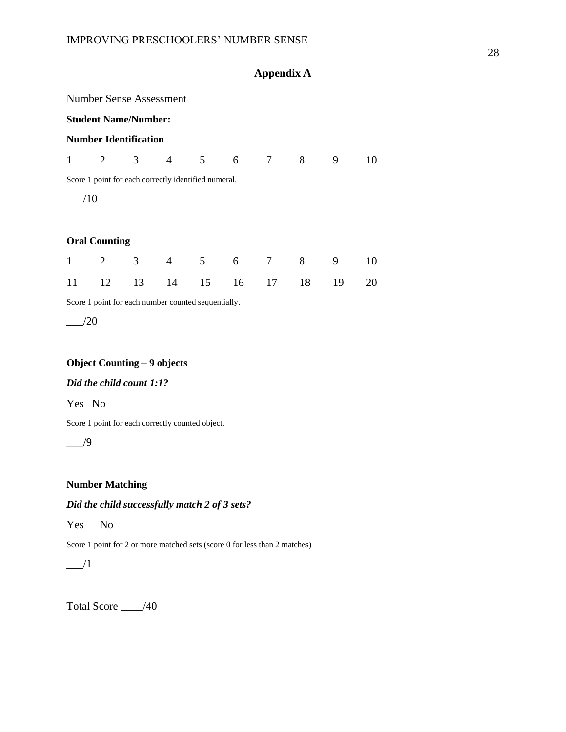# Appendix A

Number Sense Assessment

**Student Name/Number:**

**Number Identification**

| | | | | | | | | | |
|---|---|---|---|---|---|---|---|---|---|
| 1 | 2 | 3 | 4 | 5 | 6 | 7 | 8 | 9 | 10 |

Score 1 point for each correctly identified numeral.

___/10

**Oral Counting**

| | | | | | | | | | |
|---|---|---|---|---|---|---|---|---|---|
| 1 | 2 | 3 | 4 | 5 | 6 | 7 | 8 | 9 | 10 |
| 11 | 12 | 13 | 14 | 15 | 16 | 17 | 18 | 19 | 20 |

Score 1 point for each number counted sequentially.

___/20

**Object Counting – 9 objects**

***Did the child count 1:1?***

Yes No

Score 1 point for each correctly counted object.

___/9

**Number Matching**

***Did the child successfully match 2 of 3 sets?***

Yes No

Score 1 point for 2 or more matched sets (score 0 for less than 2 matches)

___/1

Total Score ____/40